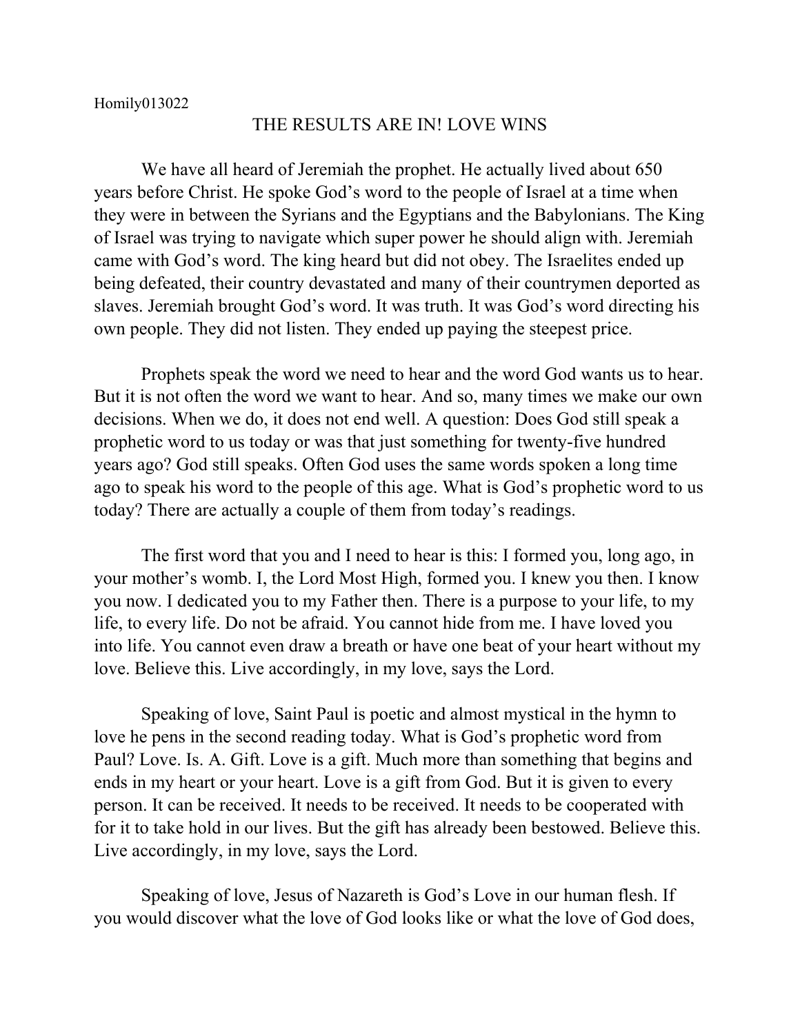Homily013022

# THE RESULTS ARE IN! LOVE WINS

We have all heard of Jeremiah the prophet. He actually lived about 650 years before Christ. He spoke God's word to the people of Israel at a time when they were in between the Syrians and the Egyptians and the Babylonians. The King of Israel was trying to navigate which super power he should align with. Jeremiah came with God's word. The king heard but did not obey. The Israelites ended up being defeated, their country devastated and many of their countrymen deported as slaves. Jeremiah brought God's word. It was truth. It was God's word directing his own people. They did not listen. They ended up paying the steepest price.

Prophets speak the word we need to hear and the word God wants us to hear. But it is not often the word we want to hear. And so, many times we make our own decisions. When we do, it does not end well. A question: Does God still speak a prophetic word to us today or was that just something for twenty-five hundred years ago? God still speaks. Often God uses the same words spoken a long time ago to speak his word to the people of this age. What is God's prophetic word to us today? There are actually a couple of them from today's readings.

The first word that you and I need to hear is this: I formed you, long ago, in your mother's womb. I, the Lord Most High, formed you. I knew you then. I know you now. I dedicated you to my Father then. There is a purpose to your life, to my life, to every life. Do not be afraid. You cannot hide from me. I have loved you into life. You cannot even draw a breath or have one beat of your heart without my love. Believe this. Live accordingly, in my love, says the Lord.

Speaking of love, Saint Paul is poetic and almost mystical in the hymn to love he pens in the second reading today. What is God's prophetic word from Paul? Love. Is. A. Gift. Love is a gift. Much more than something that begins and ends in my heart or your heart. Love is a gift from God. But it is given to every person. It can be received. It needs to be received. It needs to be cooperated with for it to take hold in our lives. But the gift has already been bestowed. Believe this. Live accordingly, in my love, says the Lord.

Speaking of love, Jesus of Nazareth is God's Love in our human flesh. If you would discover what the love of God looks like or what the love of God does,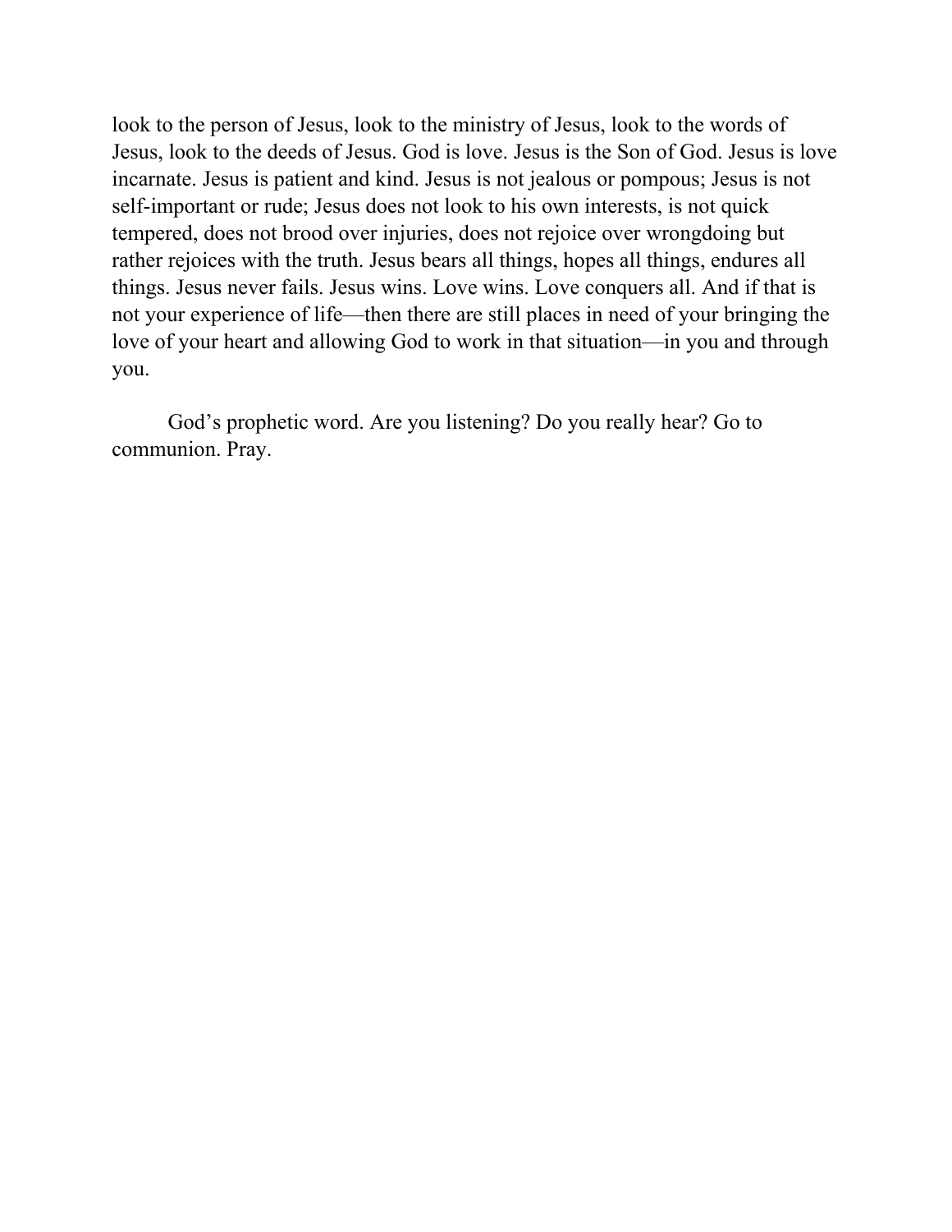look to the person of Jesus, look to the ministry of Jesus, look to the words of Jesus, look to the deeds of Jesus. God is love. Jesus is the Son of God. Jesus is love incarnate. Jesus is patient and kind. Jesus is not jealous or pompous; Jesus is not self-important or rude; Jesus does not look to his own interests, is not quick tempered, does not brood over injuries, does not rejoice over wrongdoing but rather rejoices with the truth. Jesus bears all things, hopes all things, endures all things. Jesus never fails. Jesus wins. Love wins. Love conquers all. And if that is not your experience of life—then there are still places in need of your bringing the love of your heart and allowing God to work in that situation—in you and through you.

God's prophetic word. Are you listening? Do you really hear? Go to communion. Pray.